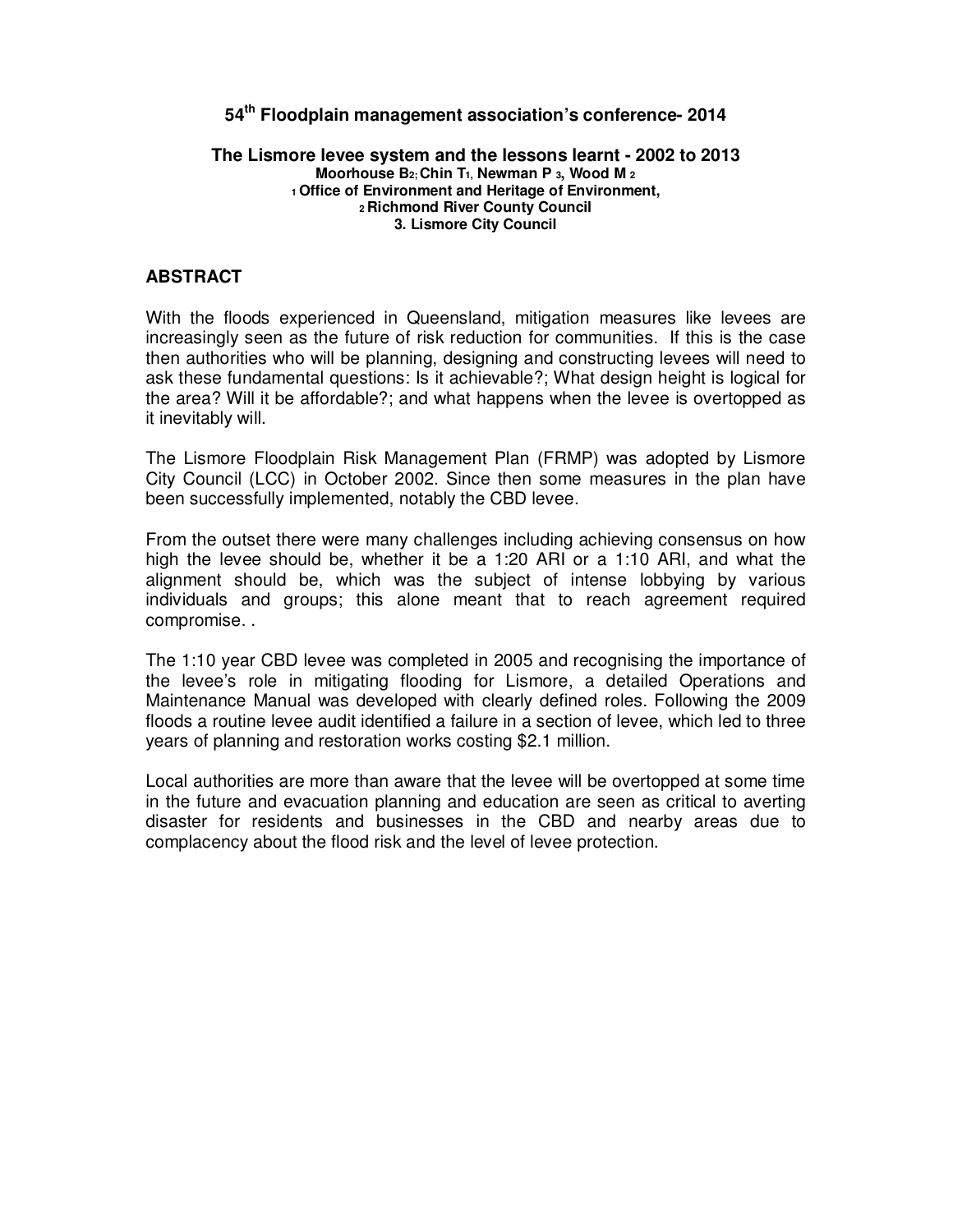**54th Floodplain management association's conference- 2014**

# The Lismore levee system and the lessons learnt - 2002 to 2013

**Moorhouse B[2]; Chin T[1], Newman P [3], Wood M [2]**

**[1] Office of Environment and Heritage of Environment,**
**[2] Richmond River County Council**
**3. Lismore City Council**

## ABSTRACT

With the floods experienced in Queensland, mitigation measures like levees are increasingly seen as the future of risk reduction for communities. If this is the case then authorities who will be planning, designing and constructing levees will need to ask these fundamental questions: Is it achievable?; What design height is logical for the area? Will it be affordable?; and what happens when the levee is overtopped as it inevitably will.

The Lismore Floodplain Risk Management Plan (FRMP) was adopted by Lismore City Council (LCC) in October 2002. Since then some measures in the plan have been successfully implemented, notably the CBD levee.

From the outset there were many challenges including achieving consensus on how high the levee should be, whether it be a 1:20 ARI or a 1:10 ARI, and what the alignment should be, which was the subject of intense lobbying by various individuals and groups; this alone meant that to reach agreement required compromise. .

The 1:10 year CBD levee was completed in 2005 and recognising the importance of the levee's role in mitigating flooding for Lismore, a detailed Operations and Maintenance Manual was developed with clearly defined roles. Following the 2009 floods a routine levee audit identified a failure in a section of levee, which led to three years of planning and restoration works costing $2.1 million.

Local authorities are more than aware that the levee will be overtopped at some time in the future and evacuation planning and education are seen as critical to averting disaster for residents and businesses in the CBD and nearby areas due to complacency about the flood risk and the level of levee protection.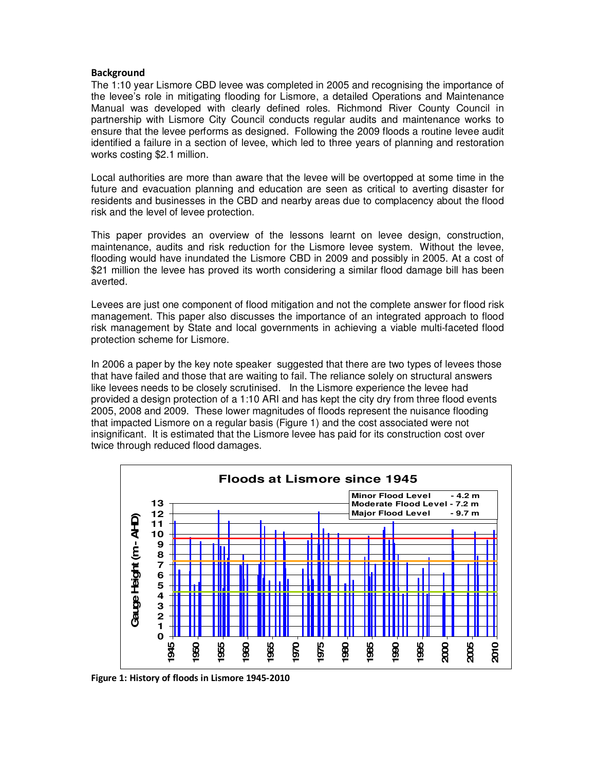**Background**

The 1:10 year Lismore CBD levee was completed in 2005 and recognising the importance of the levee's role in mitigating flooding for Lismore, a detailed Operations and Maintenance Manual was developed with clearly defined roles. Richmond River County Council in partnership with Lismore City Council conducts regular audits and maintenance works to ensure that the levee performs as designed. Following the 2009 floods a routine levee audit identified a failure in a section of levee, which led to three years of planning and restoration works costing $2.1 million.

Local authorities are more than aware that the levee will be overtopped at some time in the future and evacuation planning and education are seen as critical to averting disaster for residents and businesses in the CBD and nearby areas due to complacency about the flood risk and the level of levee protection.

This paper provides an overview of the lessons learnt on levee design, construction, maintenance, audits and risk reduction for the Lismore levee system. Without the levee, flooding would have inundated the Lismore CBD in 2009 and possibly in 2005. At a cost of $21 million the levee has proved its worth considering a similar flood damage bill has been averted.

Levees are just one component of flood mitigation and not the complete answer for flood risk management. This paper also discusses the importance of an integrated approach to flood risk management by State and local governments in achieving a viable multi-faceted flood protection scheme for Lismore.

In 2006 a paper by the key note speaker suggested that there are two types of levees those that have failed and those that are waiting to fail. The reliance solely on structural answers like levees needs to be closely scrutinised. In the Lismore experience the levee had provided a design protection of a 1:10 ARI and has kept the city dry from three flood events 2005, 2008 and 2009. These lower magnitudes of floods represent the nuisance flooding that impacted Lismore on a regular basis (Figure 1) and the cost associated were not insignificant. It is estimated that the Lismore levee has paid for its construction cost over twice through reduced flood damages.

**Floods at Lismore since 1945**

Minor Flood Level - 4.2 m
Moderate Flood Level - 7.2 m
Major Flood Level - 9.7 m

**Figure 1: History of floods in Lismore 1945-2010**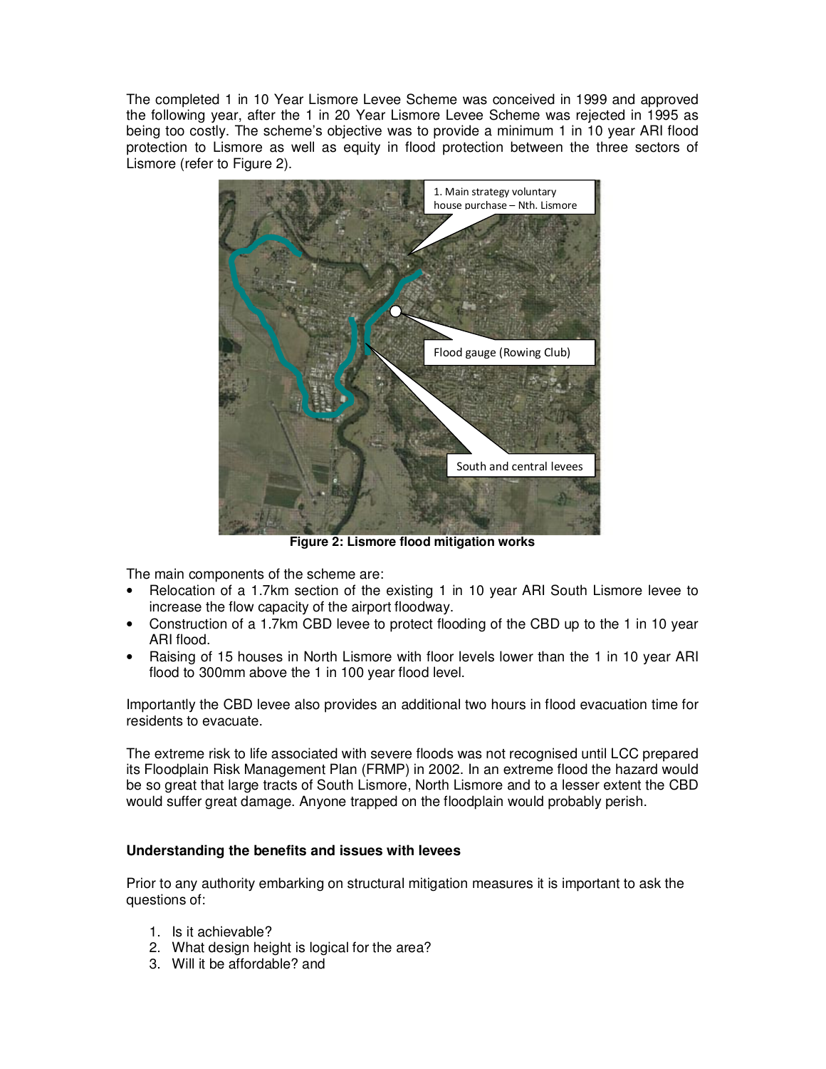The completed 1 in 10 Year Lismore Levee Scheme was conceived in 1999 and approved the following year, after the 1 in 20 Year Lismore Levee Scheme was rejected in 1995 as being too costly. The scheme's objective was to provide a minimum 1 in 10 year ARI flood protection to Lismore as well as equity in flood protection between the three sectors of Lismore (refer to Figure 2).

1. Main strategy voluntary house purchase – Nth. Lismore

Flood gauge (Rowing Club)

South and central levees

**Figure 2: Lismore flood mitigation works**

The main components of the scheme are:

- Relocation of a 1.7km section of the existing 1 in 10 year ARI South Lismore levee to increase the flow capacity of the airport floodway.
- Construction of a 1.7km CBD levee to protect flooding of the CBD up to the 1 in 10 year ARI flood.
- Raising of 15 houses in North Lismore with floor levels lower than the 1 in 10 year ARI flood to 300mm above the 1 in 100 year flood level.

Importantly the CBD levee also provides an additional two hours in flood evacuation time for residents to evacuate.

The extreme risk to life associated with severe floods was not recognised until LCC prepared its Floodplain Risk Management Plan (FRMP) in 2002. In an extreme flood the hazard would be so great that large tracts of South Lismore, North Lismore and to a lesser extent the CBD would suffer great damage. Anyone trapped on the floodplain would probably perish.

**Understanding the benefits and issues with levees**

Prior to any authority embarking on structural mitigation measures it is important to ask the questions of:

1. Is it achievable?
2. What design height is logical for the area?
3. Will it be affordable? and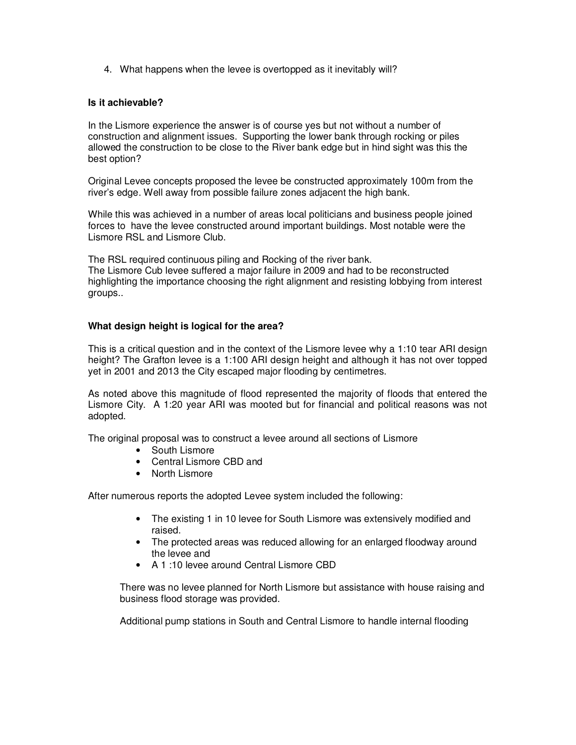4. What happens when the levee is overtopped as it inevitably will?

**Is it achievable?**

In the Lismore experience the answer is of course yes but not without a number of construction and alignment issues. Supporting the lower bank through rocking or piles allowed the construction to be close to the River bank edge but in hind sight was this the best option?

Original Levee concepts proposed the levee be constructed approximately 100m from the river's edge. Well away from possible failure zones adjacent the high bank.

While this was achieved in a number of areas local politicians and business people joined forces to have the levee constructed around important buildings. Most notable were the Lismore RSL and Lismore Club.

The RSL required continuous piling and Rocking of the river bank.
The Lismore Cub levee suffered a major failure in 2009 and had to be reconstructed highlighting the importance choosing the right alignment and resisting lobbying from interest groups..

**What design height is logical for the area?**

This is a critical question and in the context of the Lismore levee why a 1:10 tear ARI design height? The Grafton levee is a 1:100 ARI design height and although it has not over topped yet in 2001 and 2013 the City escaped major flooding by centimetres.

As noted above this magnitude of flood represented the majority of floods that entered the Lismore City. A 1:20 year ARI was mooted but for financial and political reasons was not adopted.

The original proposal was to construct a levee around all sections of Lismore

- South Lismore
- Central Lismore CBD and
- North Lismore

After numerous reports the adopted Levee system included the following:

- The existing 1 in 10 levee for South Lismore was extensively modified and raised.
- The protected areas was reduced allowing for an enlarged floodway around the levee and
- A 1 :10 levee around Central Lismore CBD

There was no levee planned for North Lismore but assistance with house raising and business flood storage was provided.

Additional pump stations in South and Central Lismore to handle internal flooding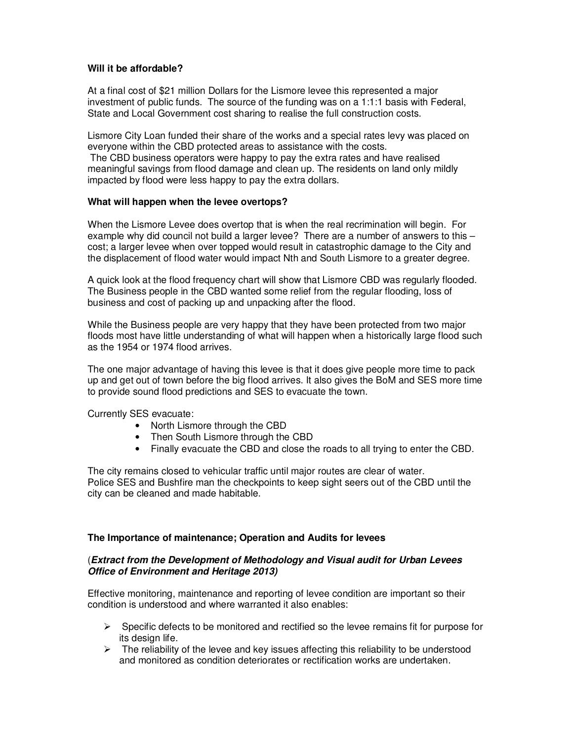**Will it be affordable?**

At a final cost of $21 million Dollars for the Lismore levee this represented a major investment of public funds. The source of the funding was on a 1:1:1 basis with Federal, State and Local Government cost sharing to realise the full construction costs.

Lismore City Loan funded their share of the works and a special rates levy was placed on everyone within the CBD protected areas to assistance with the costs.
The CBD business operators were happy to pay the extra rates and have realised meaningful savings from flood damage and clean up. The residents on land only mildly impacted by flood were less happy to pay the extra dollars.

**What will happen when the levee overtops?**

When the Lismore Levee does overtop that is when the real recrimination will begin. For example why did council not build a larger levee? There are a number of answers to this – cost; a larger levee when over topped would result in catastrophic damage to the City and the displacement of flood water would impact Nth and South Lismore to a greater degree.

A quick look at the flood frequency chart will show that Lismore CBD was regularly flooded. The Business people in the CBD wanted some relief from the regular flooding, loss of business and cost of packing up and unpacking after the flood.

While the Business people are very happy that they have been protected from two major floods most have little understanding of what will happen when a historically large flood such as the 1954 or 1974 flood arrives.

The one major advantage of having this levee is that it does give people more time to pack up and get out of town before the big flood arrives. It also gives the BoM and SES more time to provide sound flood predictions and SES to evacuate the town.

Currently SES evacuate:

- North Lismore through the CBD
- Then South Lismore through the CBD
- Finally evacuate the CBD and close the roads to all trying to enter the CBD.

The city remains closed to vehicular traffic until major routes are clear of water.
Police SES and Bushfire man the checkpoints to keep sight seers out of the CBD until the city can be cleaned and made habitable.

**The Importance of maintenance; Operation and Audits for levees**

(***Extract from the Development of Methodology and Visual audit for Urban Levees Office of Environment and Heritage 2013)***

Effective monitoring, maintenance and reporting of levee condition are important so their condition is understood and where warranted it also enables:

- Specific defects to be monitored and rectified so the levee remains fit for purpose for its design life.
- The reliability of the levee and key issues affecting this reliability to be understood and monitored as condition deteriorates or rectification works are undertaken.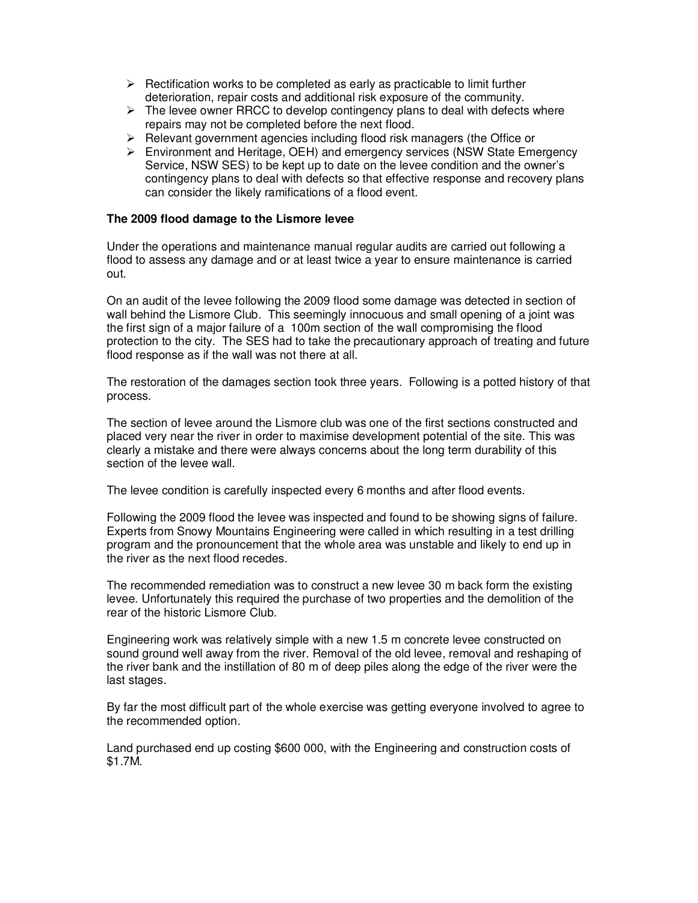- Rectification works to be completed as early as practicable to limit further deterioration, repair costs and additional risk exposure of the community.
- The levee owner RRCC to develop contingency plans to deal with defects where repairs may not be completed before the next flood.
- Relevant government agencies including flood risk managers (the Office or
- Environment and Heritage, OEH) and emergency services (NSW State Emergency Service, NSW SES) to be kept up to date on the levee condition and the owner's contingency plans to deal with defects so that effective response and recovery plans can consider the likely ramifications of a flood event.

**The 2009 flood damage to the Lismore levee**

Under the operations and maintenance manual regular audits are carried out following a flood to assess any damage and or at least twice a year to ensure maintenance is carried out.

On an audit of the levee following the 2009 flood some damage was detected in section of wall behind the Lismore Club. This seemingly innocuous and small opening of a joint was the first sign of a major failure of a 100m section of the wall compromising the flood protection to the city. The SES had to take the precautionary approach of treating and future flood response as if the wall was not there at all.

The restoration of the damages section took three years. Following is a potted history of that process.

The section of levee around the Lismore club was one of the first sections constructed and placed very near the river in order to maximise development potential of the site. This was clearly a mistake and there were always concerns about the long term durability of this section of the levee wall.

The levee condition is carefully inspected every 6 months and after flood events.

Following the 2009 flood the levee was inspected and found to be showing signs of failure. Experts from Snowy Mountains Engineering were called in which resulting in a test drilling program and the pronouncement that the whole area was unstable and likely to end up in the river as the next flood recedes.

The recommended remediation was to construct a new levee 30 m back form the existing levee. Unfortunately this required the purchase of two properties and the demolition of the rear of the historic Lismore Club.

Engineering work was relatively simple with a new 1.5 m concrete levee constructed on sound ground well away from the river. Removal of the old levee, removal and reshaping of the river bank and the instillation of 80 m of deep piles along the edge of the river were the last stages.

By far the most difficult part of the whole exercise was getting everyone involved to agree to the recommended option.

Land purchased end up costing $600 000, with the Engineering and construction costs of $1.7M.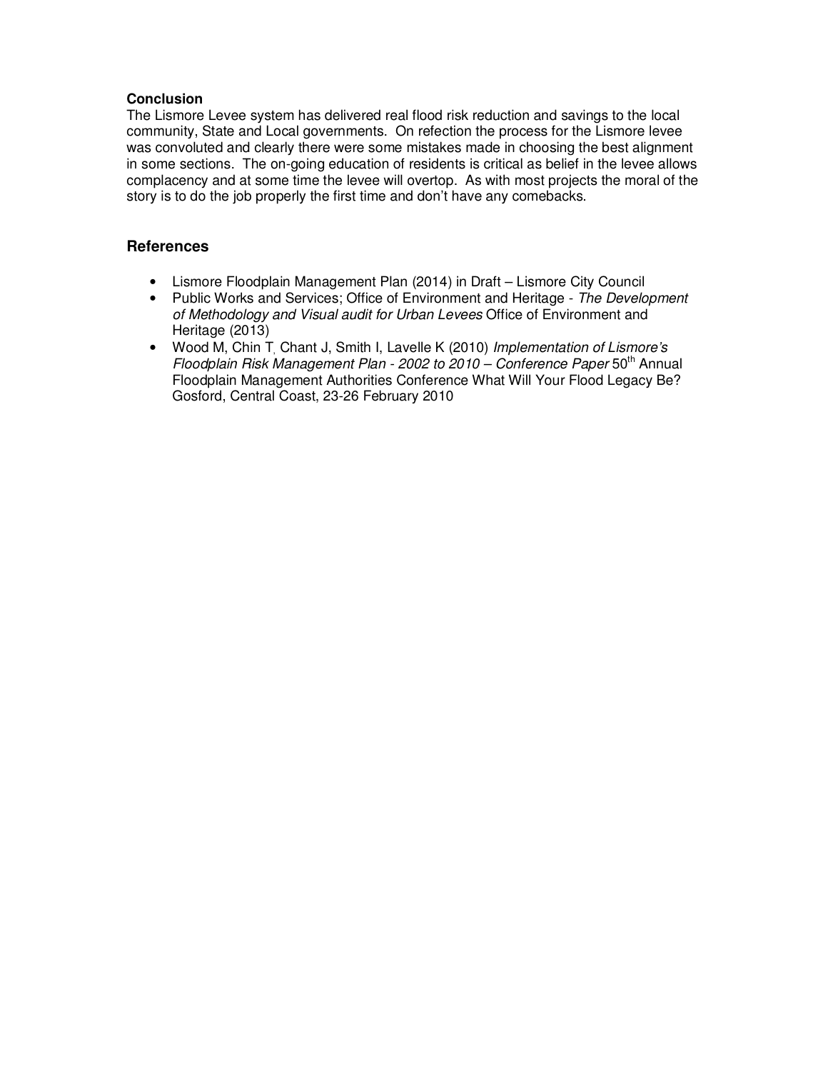**Conclusion**

The Lismore Levee system has delivered real flood risk reduction and savings to the local community, State and Local governments. On refection the process for the Lismore levee was convoluted and clearly there were some mistakes made in choosing the best alignment in some sections. The on-going education of residents is critical as belief in the levee allows complacency and at some time the levee will overtop. As with most projects the moral of the story is to do the job properly the first time and don't have any comebacks.

## References

- Lismore Floodplain Management Plan (2014) in Draft – Lismore City Council
- Public Works and Services; Office of Environment and Heritage - *The Development of Methodology and Visual audit for Urban Levees* Office of Environment and Heritage (2013)
- Wood M, Chin T, Chant J, Smith I, Lavelle K (2010) *Implementation of Lismore's Floodplain Risk Management Plan - 2002 to 2010 – Conference Paper* 50th Annual Floodplain Management Authorities Conference What Will Your Flood Legacy Be? Gosford, Central Coast, 23-26 February 2010